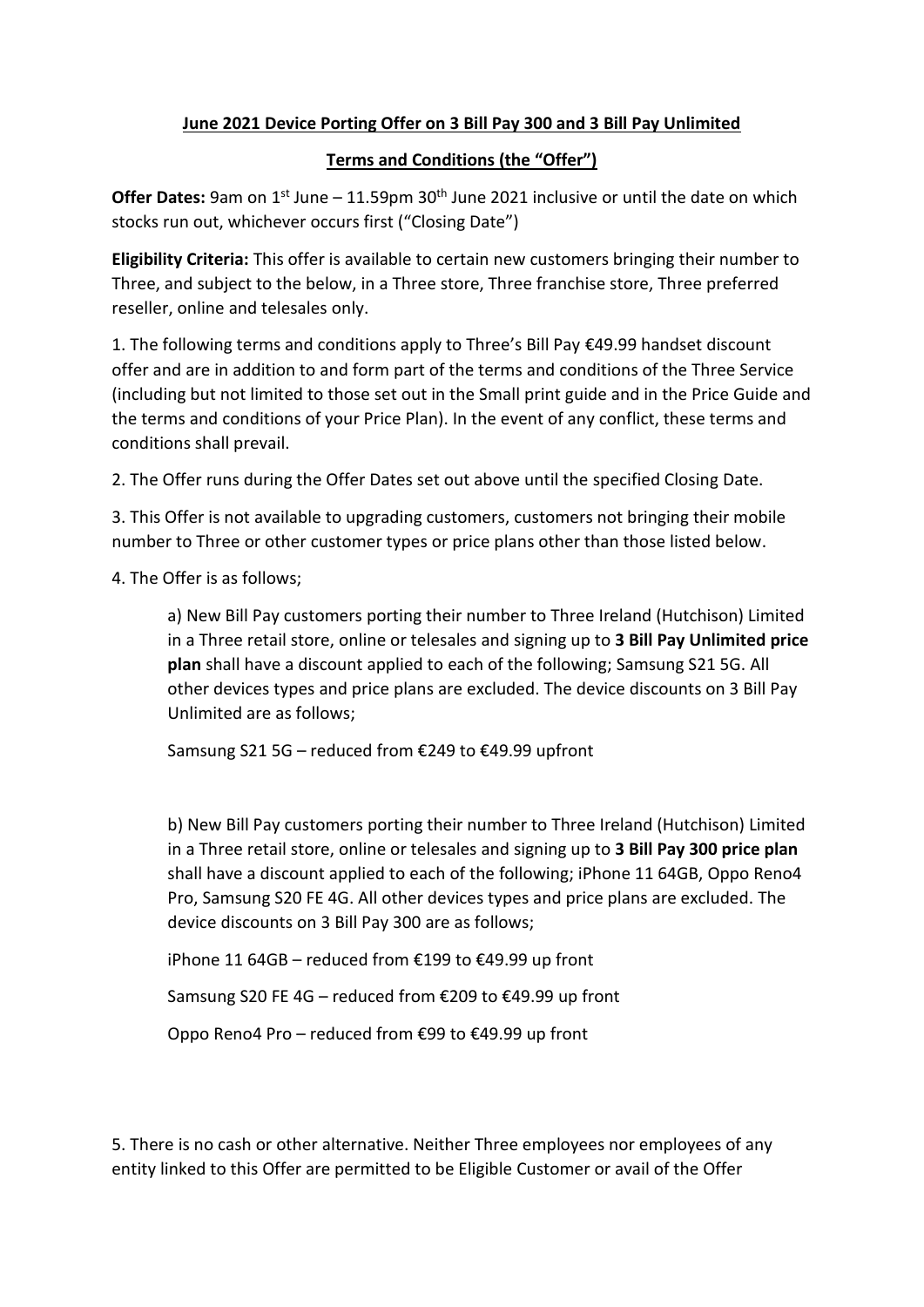**June 2021 Device Porting Offer on 3 Bill Pay 300 and 3 Bill Pay Unlimited**

**Terms and Conditions (the "Offer")**

**Offer Dates:** 9am on 1st June – 11.59pm 30th June 2021 inclusive or until the date on which stocks run out, whichever occurs first ("Closing Date")

**Eligibility Criteria:** This offer is available to certain new customers bringing their number to Three, and subject to the below, in a Three store, Three franchise store, Three preferred reseller, online and telesales only.

1. The following terms and conditions apply to Three's Bill Pay €49.99 handset discount offer and are in addition to and form part of the terms and conditions of the Three Service (including but not limited to those set out in the Small print guide and in the Price Guide and the terms and conditions of your Price Plan). In the event of any conflict, these terms and conditions shall prevail.

2. The Offer runs during the Offer Dates set out above until the specified Closing Date.

3. This Offer is not available to upgrading customers, customers not bringing their mobile number to Three or other customer types or price plans other than those listed below.

4. The Offer is as follows;

   a) New Bill Pay customers porting their number to Three Ireland (Hutchison) Limited in a Three retail store, online or telesales and signing up to **3 Bill Pay Unlimited price plan** shall have a discount applied to each of the following; Samsung S21 5G. All other devices types and price plans are excluded. The device discounts on 3 Bill Pay Unlimited are as follows;

   Samsung S21 5G – reduced from €249 to €49.99 upfront

   b) New Bill Pay customers porting their number to Three Ireland (Hutchison) Limited in a Three retail store, online or telesales and signing up to **3 Bill Pay 300 price plan** shall have a discount applied to each of the following; iPhone 11 64GB, Oppo Reno4 Pro, Samsung S20 FE 4G. All other devices types and price plans are excluded. The device discounts on 3 Bill Pay 300 are as follows;

   iPhone 11 64GB – reduced from €199 to €49.99 up front

   Samsung S20 FE 4G – reduced from €209 to €49.99 up front

   Oppo Reno4 Pro – reduced from €99 to €49.99 up front

5. There is no cash or other alternative. Neither Three employees nor employees of any entity linked to this Offer are permitted to be Eligible Customer or avail of the Offer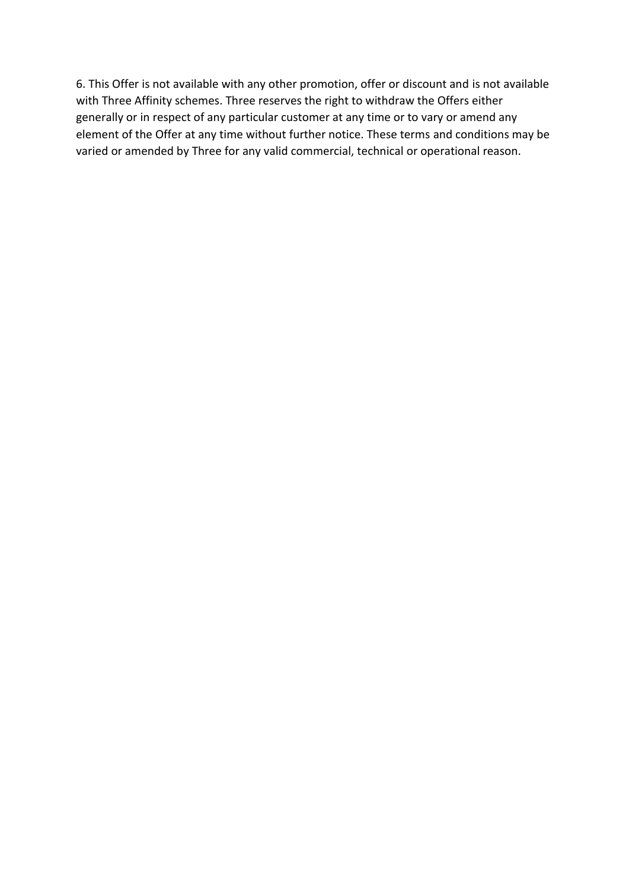6. This Offer is not available with any other promotion, offer or discount and is not available with Three Affinity schemes. Three reserves the right to withdraw the Offers either generally or in respect of any particular customer at any time or to vary or amend any element of the Offer at any time without further notice. These terms and conditions may be varied or amended by Three for any valid commercial, technical or operational reason.